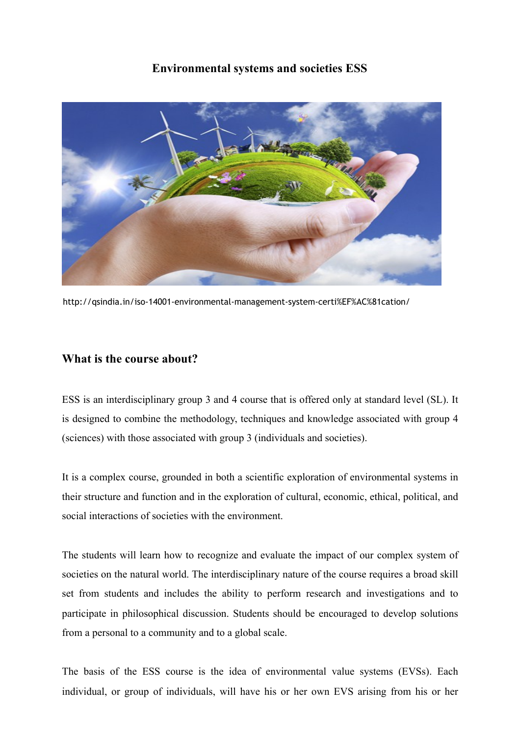# Environmental systems and societies ESS

http://qsindia.in/iso-14001-environmental-management-system-certi%EF%AC%81cation/

## What is the course about?

ESS is an interdisciplinary group 3 and 4 course that is offered only at standard level (SL). It is designed to combine the methodology, techniques and knowledge associated with group 4 (sciences) with those associated with group 3 (individuals and societies).

It is a complex course, grounded in both a scientific exploration of environmental systems in their structure and function and in the exploration of cultural, economic, ethical, political, and social interactions of societies with the environment.

The students will learn how to recognize and evaluate the impact of our complex system of societies on the natural world. The interdisciplinary nature of the course requires a broad skill set from students and includes the ability to perform research and investigations and to participate in philosophical discussion. Students should be encouraged to develop solutions from a personal to a community and to a global scale.

The basis of the ESS course is the idea of environmental value systems (EVSs). Each individual, or group of individuals, will have his or her own EVS arising from his or her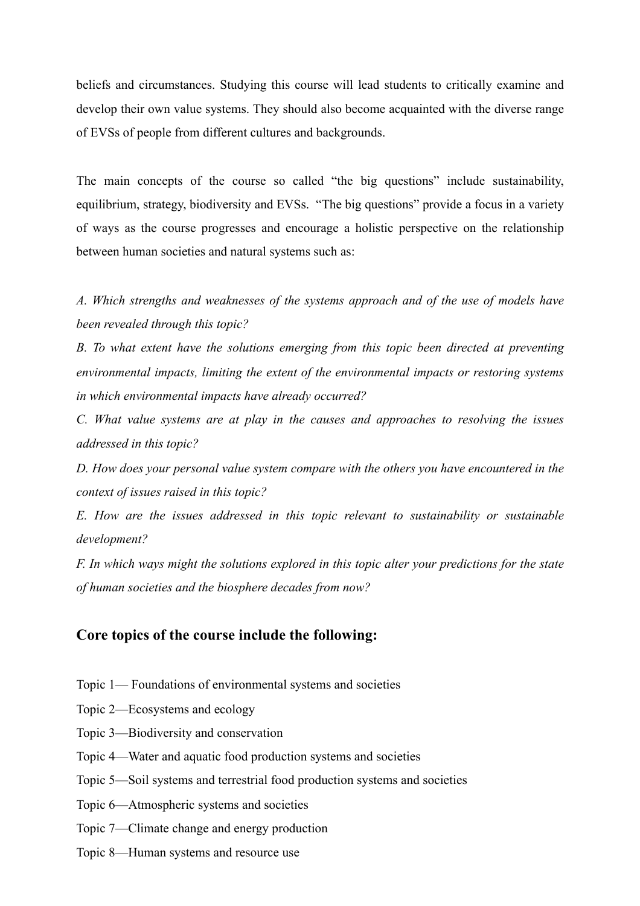beliefs and circumstances. Studying this course will lead students to critically examine and develop their own value systems. They should also become acquainted with the diverse range of EVSs of people from different cultures and backgrounds.

The main concepts of the course so called “the big questions” include sustainability, equilibrium, strategy, biodiversity and EVSs. “The big questions” provide a focus in a variety of ways as the course progresses and encourage a holistic perspective on the relationship between human societies and natural systems such as:

*A. Which strengths and weaknesses of the systems approach and of the use of models have been revealed through this topic?*
*B. To what extent have the solutions emerging from this topic been directed at preventing environmental impacts, limiting the extent of the environmental impacts or restoring systems in which environmental impacts have already occurred?*
*C. What value systems are at play in the causes and approaches to resolving the issues addressed in this topic?*
*D. How does your personal value system compare with the others you have encountered in the context of issues raised in this topic?*
*E. How are the issues addressed in this topic relevant to sustainability or sustainable development?*
*F. In which ways might the solutions explored in this topic alter your predictions for the state of human societies and the biosphere decades from now?*

## Core topics of the course include the following:

Topic 1— Foundations of environmental systems and societies
Topic 2—Ecosystems and ecology
Topic 3—Biodiversity and conservation
Topic 4—Water and aquatic food production systems and societies
Topic 5—Soil systems and terrestrial food production systems and societies
Topic 6—Atmospheric systems and societies
Topic 7—Climate change and energy production
Topic 8—Human systems and resource use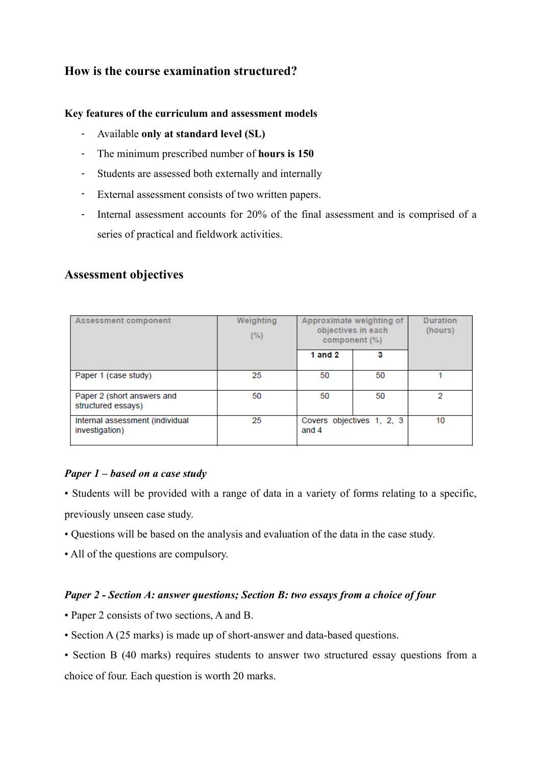## How is the course examination structured?

### Key features of the curriculum and assessment models

- Available **only at standard level (SL)**
- The minimum prescribed number of **hours is 150**
- Students are assessed both externally and internally
- External assessment consists of two written papers.
- Internal assessment accounts for 20% of the final assessment and is comprised of a series of practical and fieldwork activities.

## Assessment objectives

| Assessment component | Weighting (%) | Approximate weighting of objectives in each component (%) | | Duration (hours) |
|---|---|---|---|---|
| | | 1 and 2 | 3 | |
| Paper 1 (case study) | 25 | 50 | 50 | 1 |
| Paper 2 (short answers and structured essays) | 50 | 50 | 50 | 2 |
| Internal assessment (individual investigation) | 25 | Covers objectives 1, 2, 3 and 4 | | 10 |

***Paper 1 – based on a case study***

• Students will be provided with a range of data in a variety of forms relating to a specific, previously unseen case study.

• Questions will be based on the analysis and evaluation of the data in the case study.

• All of the questions are compulsory.

***Paper 2 - Section A: answer questions; Section B: two essays from a choice of four***

• Paper 2 consists of two sections, A and B.

• Section A (25 marks) is made up of short-answer and data-based questions.

• Section B (40 marks) requires students to answer two structured essay questions from a choice of four. Each question is worth 20 marks.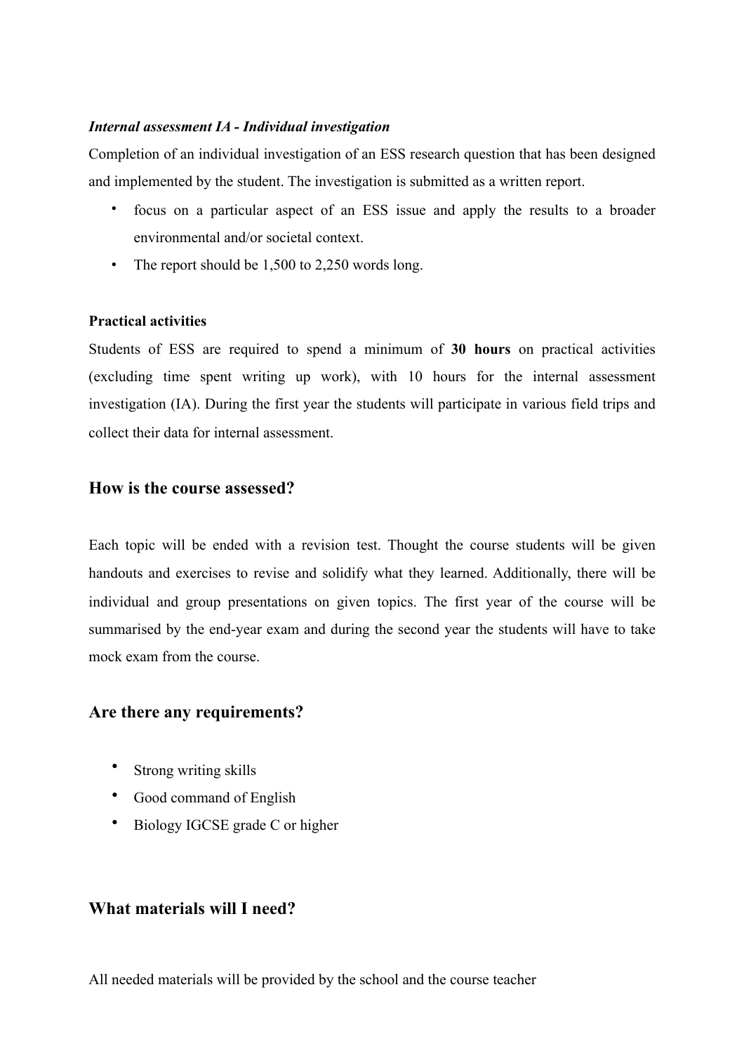***Internal assessment IA - Individual investigation***

Completion of an individual investigation of an ESS research question that has been designed and implemented by the student. The investigation is submitted as a written report.

- focus on a particular aspect of an ESS issue and apply the results to a broader environmental and/or societal context.
- The report should be 1,500 to 2,250 words long.

**Practical activities**

Students of ESS are required to spend a minimum of **30 hours** on practical activities (excluding time spent writing up work), with 10 hours for the internal assessment investigation (IA). During the first year the students will participate in various field trips and collect their data for internal assessment.

## How is the course assessed?

Each topic will be ended with a revision test. Thought the course students will be given handouts and exercises to revise and solidify what they learned. Additionally, there will be individual and group presentations on given topics. The first year of the course will be summarised by the end-year exam and during the second year the students will have to take mock exam from the course.

## Are there any requirements?

- Strong writing skills
- Good command of English
- Biology IGCSE grade C or higher

## What materials will I need?

All needed materials will be provided by the school and the course teacher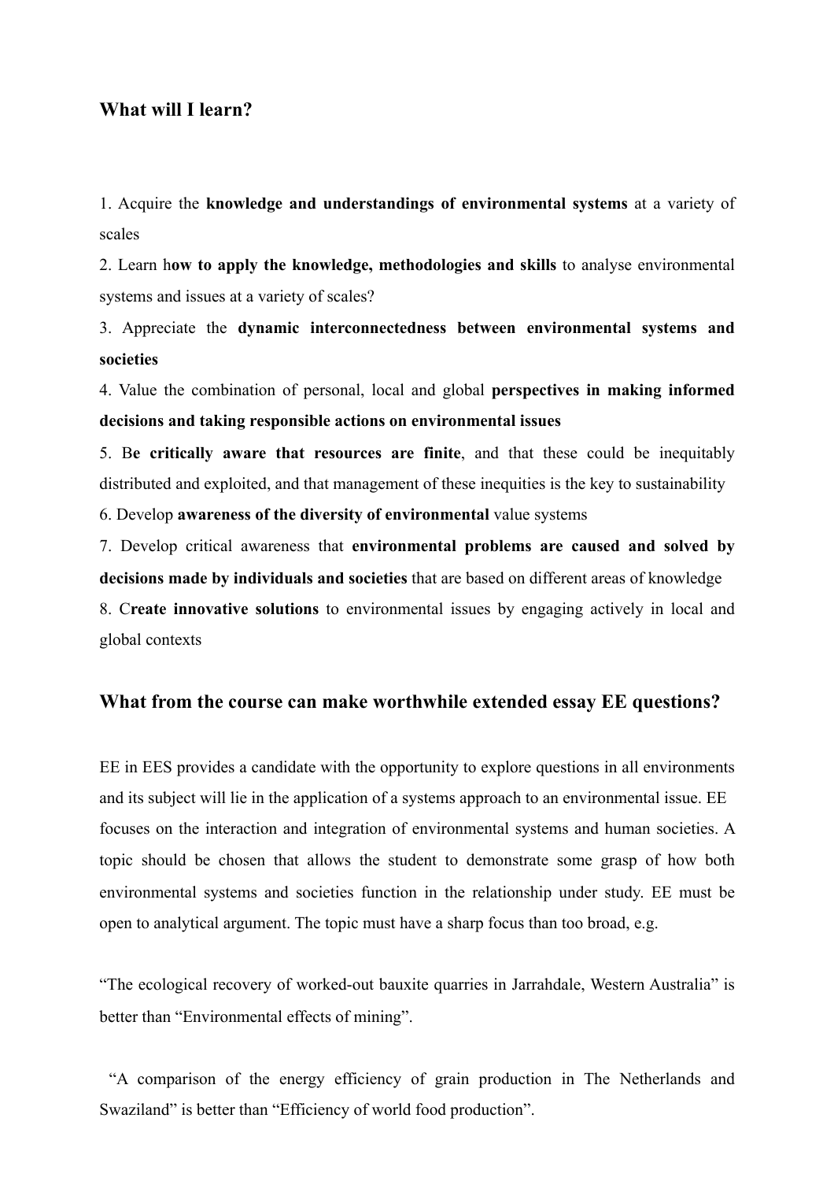## What will I learn?

1. Acquire the **knowledge and understandings of environmental systems** at a variety of scales
2. Learn h**ow to apply the knowledge, methodologies and skills** to analyse environmental systems and issues at a variety of scales?
3. Appreciate the **dynamic interconnectedness between environmental systems and societies**
4. Value the combination of personal, local and global **perspectives in making informed decisions and taking responsible actions on environmental issues**
5. B**e critically aware that resources are finite**, and that these could be inequitably distributed and exploited, and that management of these inequities is the key to sustainability
6. Develop **awareness of the diversity of environmental** value systems
7. Develop critical awareness that **environmental problems are caused and solved by decisions made by individuals and societies** that are based on different areas of knowledge
8. C**reate innovative solutions** to environmental issues by engaging actively in local and global contexts

## What from the course can make worthwhile extended essay EE questions?

EE in EES provides a candidate with the opportunity to explore questions in all environments and its subject will lie in the application of a systems approach to an environmental issue. EE focuses on the interaction and integration of environmental systems and human societies. A topic should be chosen that allows the student to demonstrate some grasp of how both environmental systems and societies function in the relationship under study. EE must be open to analytical argument. The topic must have a sharp focus than too broad, e.g.

"The ecological recovery of worked-out bauxite quarries in Jarrahdale, Western Australia" is better than "Environmental effects of mining".

"A comparison of the energy efficiency of grain production in The Netherlands and Swaziland" is better than "Efficiency of world food production".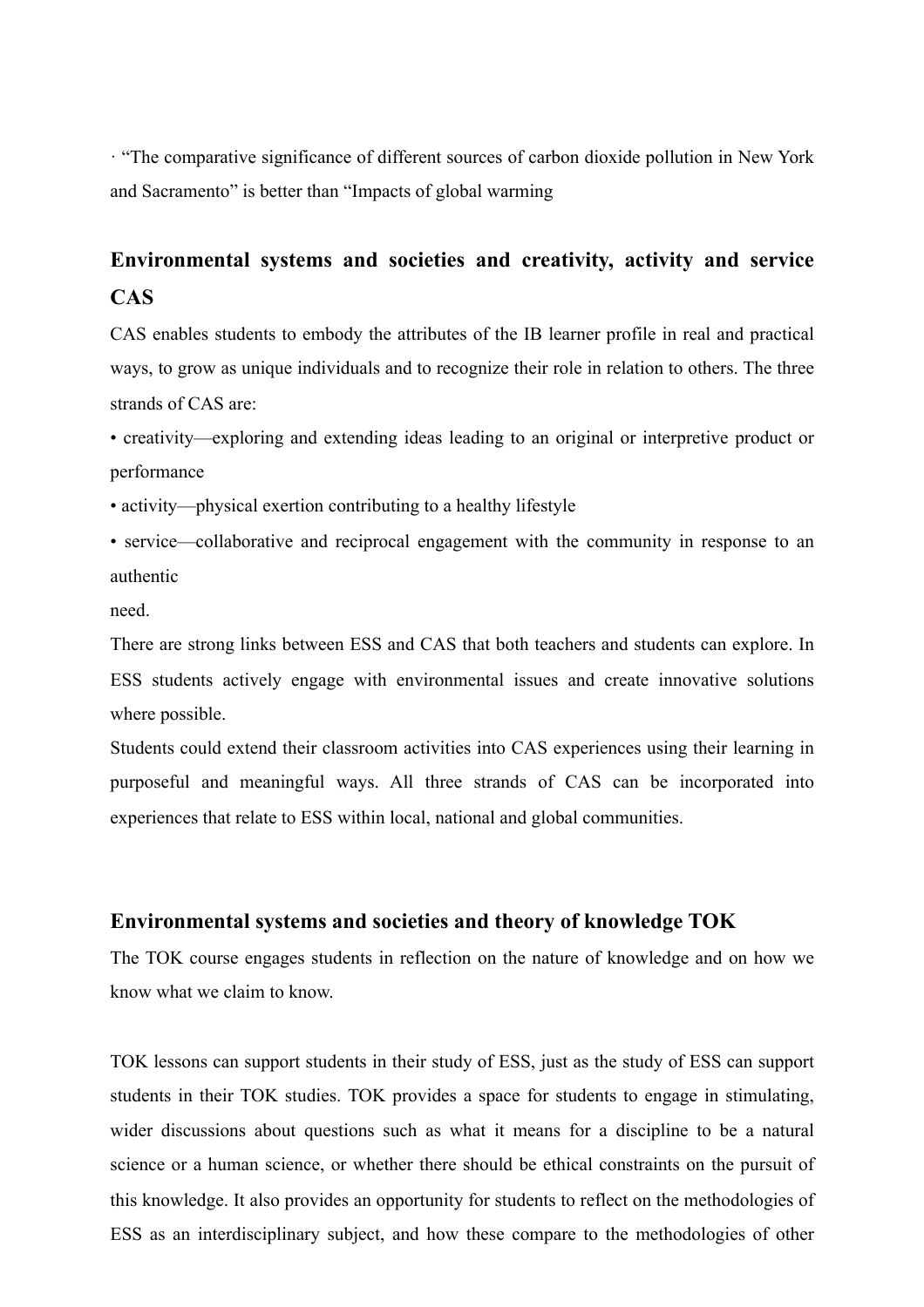· "The comparative significance of different sources of carbon dioxide pollution in New York and Sacramento" is better than "Impacts of global warming

## Environmental systems and societies and creativity, activity and service CAS

CAS enables students to embody the attributes of the IB learner profile in real and practical ways, to grow as unique individuals and to recognize their role in relation to others. The three strands of CAS are:

• creativity—exploring and extending ideas leading to an original or interpretive product or performance

• activity—physical exertion contributing to a healthy lifestyle

• service—collaborative and reciprocal engagement with the community in response to an authentic
need.

There are strong links between ESS and CAS that both teachers and students can explore. In ESS students actively engage with environmental issues and create innovative solutions where possible.

Students could extend their classroom activities into CAS experiences using their learning in purposeful and meaningful ways. All three strands of CAS can be incorporated into experiences that relate to ESS within local, national and global communities.

## Environmental systems and societies and theory of knowledge TOK

The TOK course engages students in reflection on the nature of knowledge and on how we know what we claim to know.

TOK lessons can support students in their study of ESS, just as the study of ESS can support students in their TOK studies. TOK provides a space for students to engage in stimulating, wider discussions about questions such as what it means for a discipline to be a natural science or a human science, or whether there should be ethical constraints on the pursuit of this knowledge. It also provides an opportunity for students to reflect on the methodologies of ESS as an interdisciplinary subject, and how these compare to the methodologies of other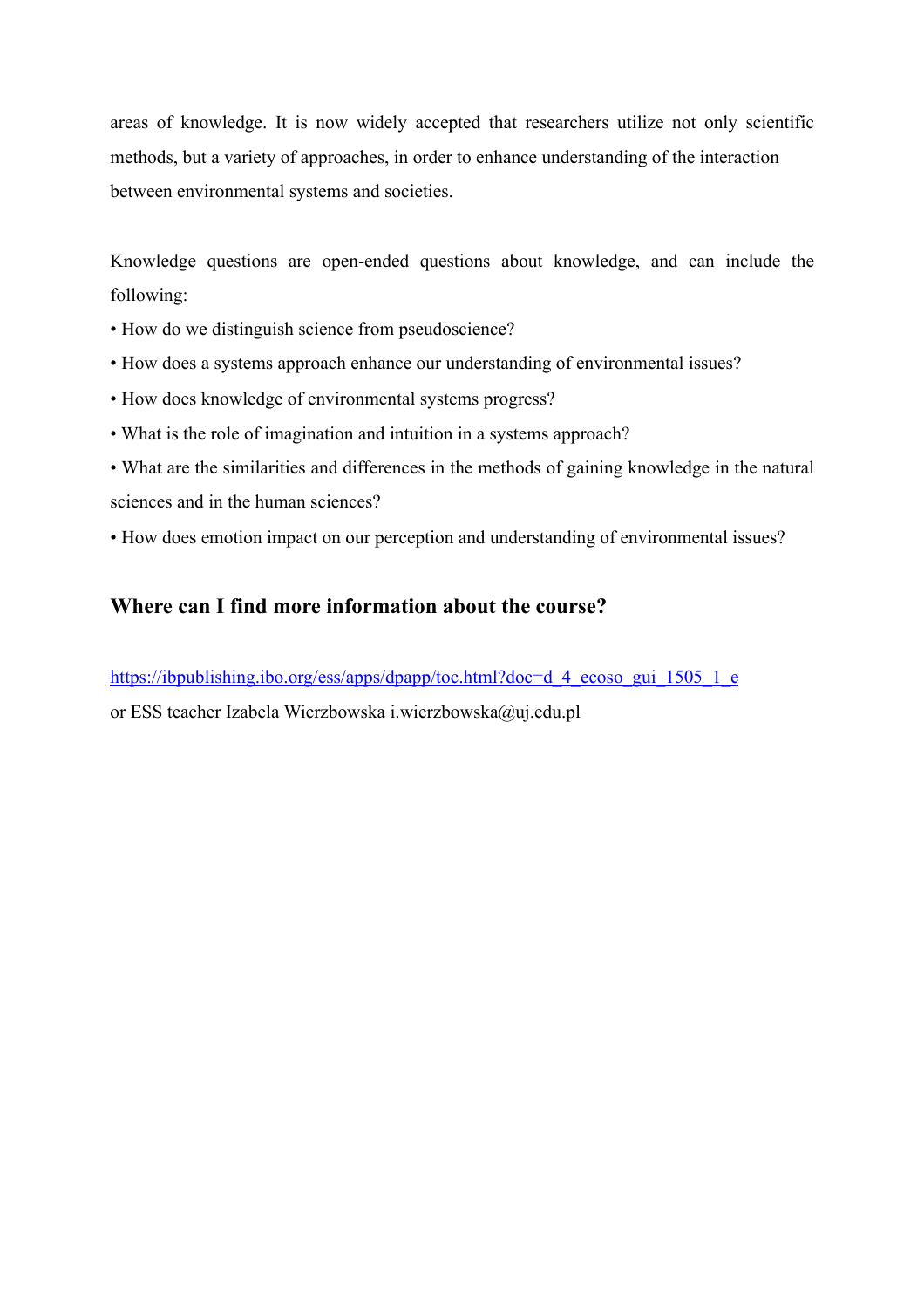areas of knowledge. It is now widely accepted that researchers utilize not only scientific methods, but a variety of approaches, in order to enhance understanding of the interaction between environmental systems and societies.

Knowledge questions are open-ended questions about knowledge, and can include the following:

- How do we distinguish science from pseudoscience?
- How does a systems approach enhance our understanding of environmental issues?
- How does knowledge of environmental systems progress?
- What is the role of imagination and intuition in a systems approach?
- What are the similarities and differences in the methods of gaining knowledge in the natural sciences and in the human sciences?
- How does emotion impact on our perception and understanding of environmental issues?

## Where can I find more information about the course?

[https://ibpublishing.ibo.org/ess/apps/dpapp/toc.html?doc=d_4_ecoso_gui_1505_1_e](https://ibpublishing.ibo.org/ess/apps/dpapp/toc.html?doc=d_4_ecoso_gui_1505_1_e)

or ESS teacher Izabela Wierzbowska i.wierzbowska@uj.edu.pl